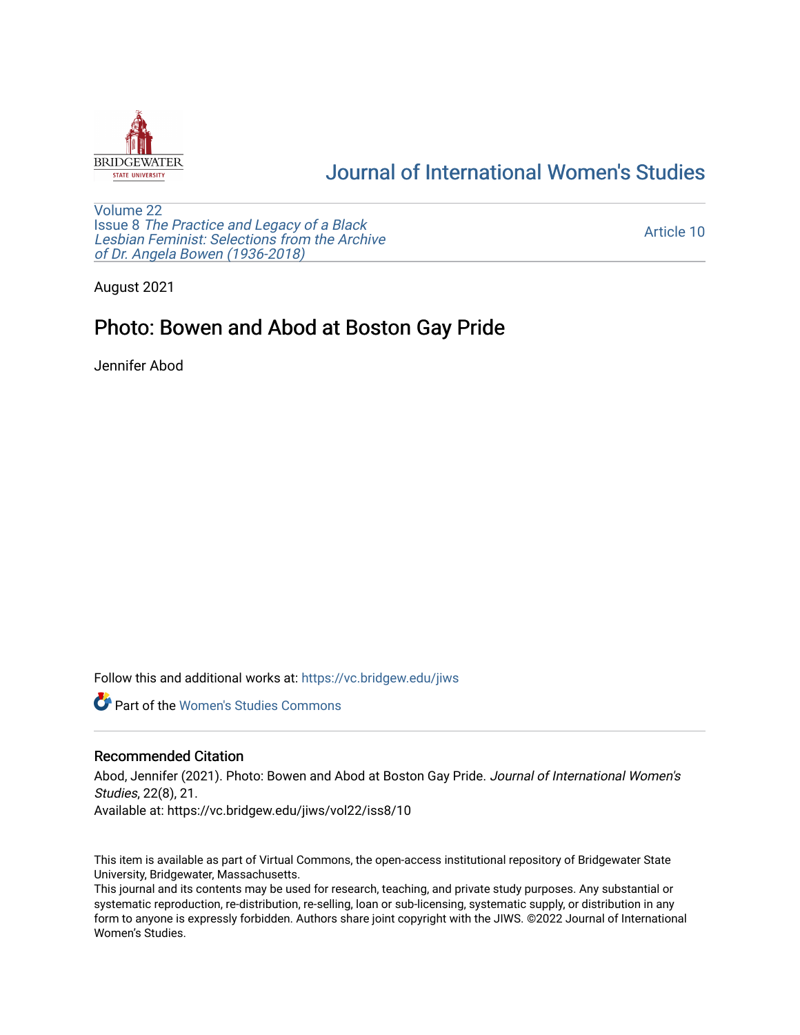Journal of International Women's Studies

Volume 22
Issue 8 *The Practice and Legacy of a Black Lesbian Feminist: Selections from the Archive of Dr. Angela Bowen (1936-2018)*

Article 10

August 2021

# Photo: Bowen and Abod at Boston Gay Pride

Jennifer Abod

Follow this and additional works at: https://vc.bridgew.edu/jiws

Part of the Women's Studies Commons

## Recommended Citation

Abod, Jennifer (2021). Photo: Bowen and Abod at Boston Gay Pride. *Journal of International Women's Studies*, 22(8), 21.
Available at: https://vc.bridgew.edu/jiws/vol22/iss8/10

This item is available as part of Virtual Commons, the open-access institutional repository of Bridgewater State University, Bridgewater, Massachusetts.
This journal and its contents may be used for research, teaching, and private study purposes. Any substantial or systematic reproduction, re-distribution, re-selling, loan or sub-licensing, systematic supply, or distribution in any form to anyone is expressly forbidden. Authors share joint copyright with the JIWS. ©2022 Journal of International Women's Studies.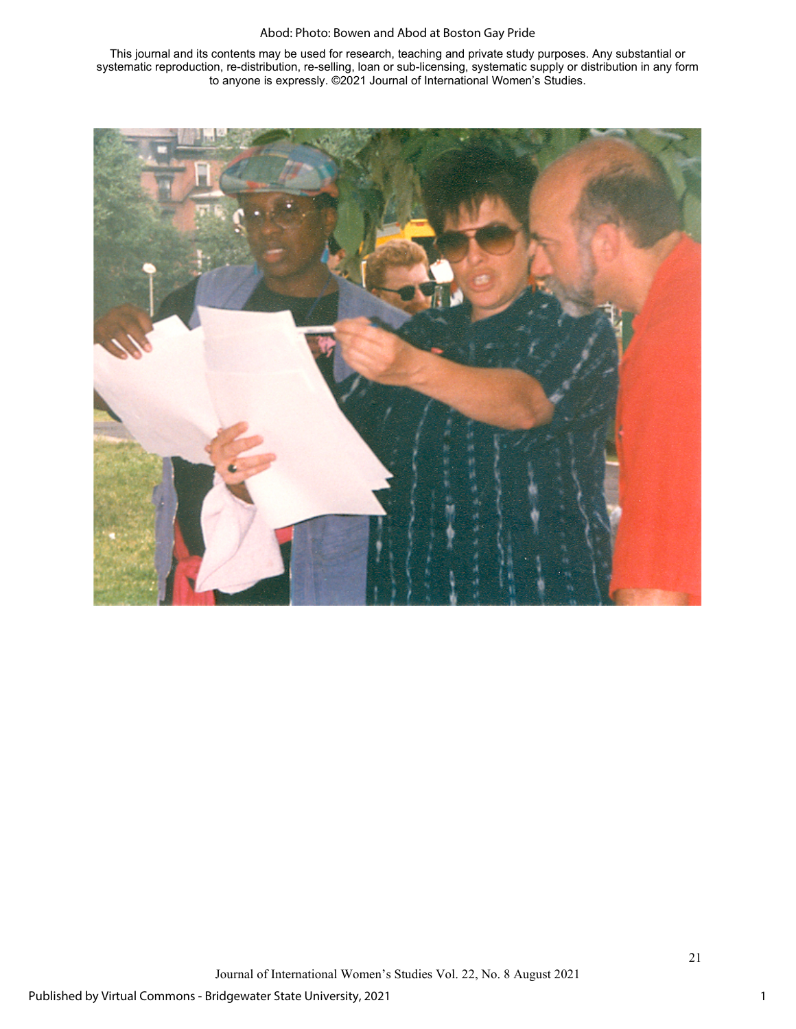Abod: Photo: Bowen and Abod at Boston Gay Pride

This journal and its contents may be used for research, teaching and private study purposes. Any substantial or systematic reproduction, re-distribution, re-selling, loan or sub-licensing, systematic supply or distribution in any form to anyone is expressly. ©2021 Journal of International Women's Studies.